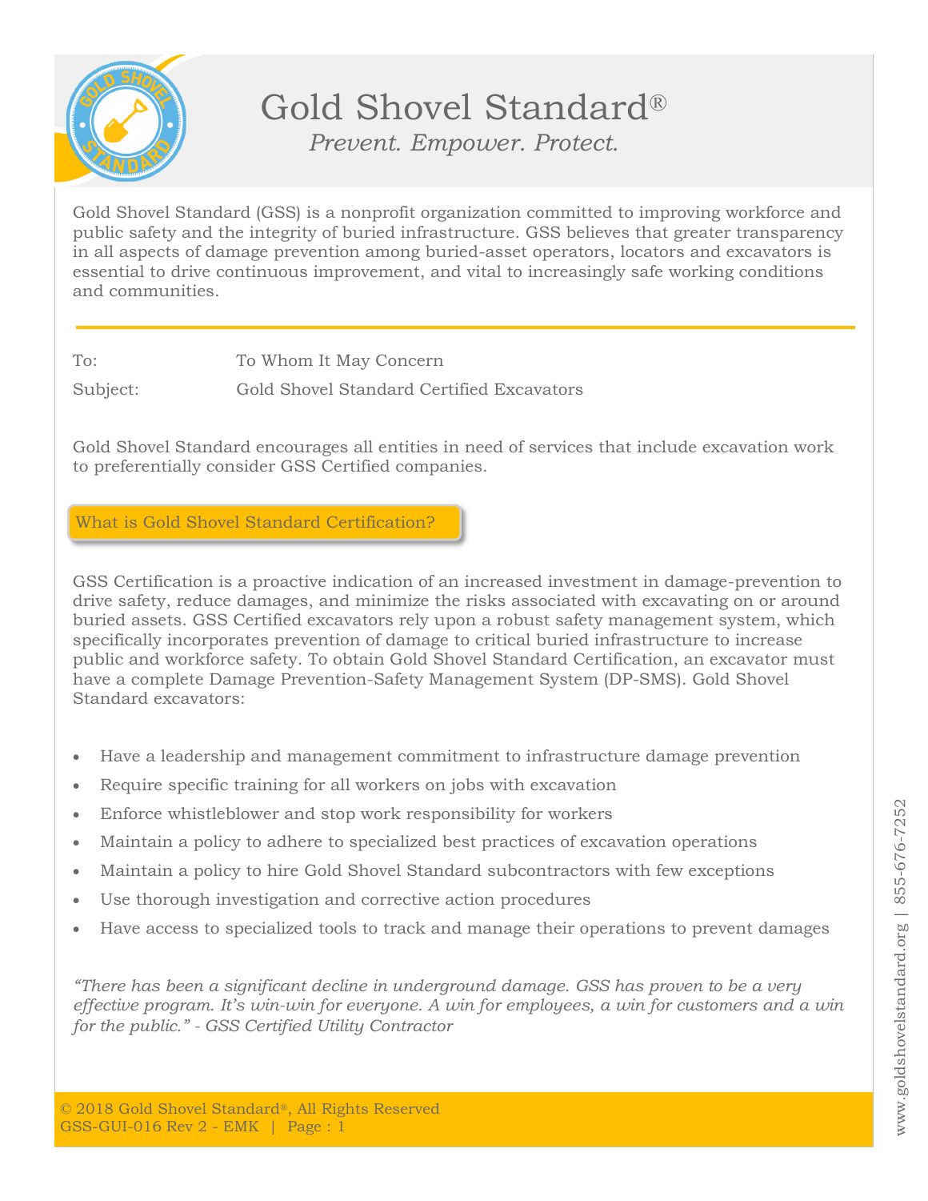# Gold Shovel Standard®

*Prevent. Empower. Protect.*

Gold Shovel Standard (GSS) is a nonprofit organization committed to improving workforce and public safety and the integrity of buried infrastructure. GSS believes that greater transparency in all aspects of damage prevention among buried-asset operators, locators and excavators is essential to drive continuous improvement, and vital to increasingly safe working conditions and communities.

---

To: To Whom It May Concern

Subject: Gold Shovel Standard Certified Excavators

Gold Shovel Standard encourages all entities in need of services that include excavation work to preferentially consider GSS Certified companies.

## What is Gold Shovel Standard Certification?

GSS Certification is a proactive indication of an increased investment in damage-prevention to drive safety, reduce damages, and minimize the risks associated with excavating on or around buried assets. GSS Certified excavators rely upon a robust safety management system, which specifically incorporates prevention of damage to critical buried infrastructure to increase public and workforce safety. To obtain Gold Shovel Standard Certification, an excavator must have a complete Damage Prevention-Safety Management System (DP-SMS). Gold Shovel Standard excavators:

- Have a leadership and management commitment to infrastructure damage prevention
- Require specific training for all workers on jobs with excavation
- Enforce whistleblower and stop work responsibility for workers
- Maintain a policy to adhere to specialized best practices of excavation operations
- Maintain a policy to hire Gold Shovel Standard subcontractors with few exceptions
- Use thorough investigation and corrective action procedures
- Have access to specialized tools to track and manage their operations to prevent damages

*"There has been a significant decline in underground damage. GSS has proven to be a very effective program. It's win-win for everyone. A win for employees, a win for customers and a win for the public." - GSS Certified Utility Contractor*

© 2018 Gold Shovel Standard®, All Rights Reserved
GSS-GUI-016 Rev 2 - EMK

www.goldshovelstandard.org | 855-676-7252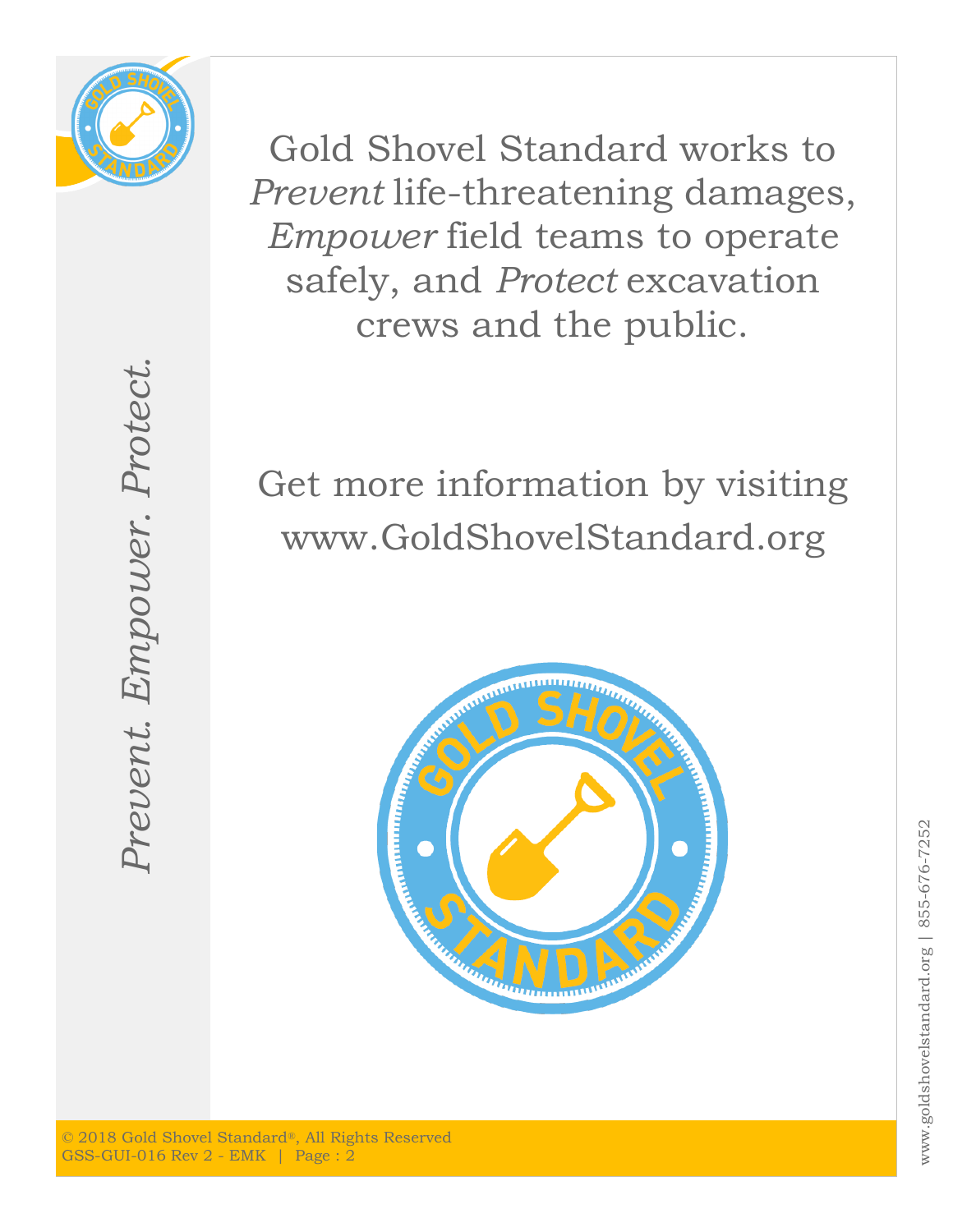Gold Shovel Standard works to *Prevent* life-threatening damages, *Empower* field teams to operate safely, and *Protect* excavation crews and the public.

Get more information by visiting www.GoldShovelStandard.org

*Prevent. Empower. Protect.*

www.goldshovelstandard.org | 855-676-7252

© 2018 Gold Shovel Standard®, All Rights Reserved
GSS-GUI-016 Rev 2 - EMK